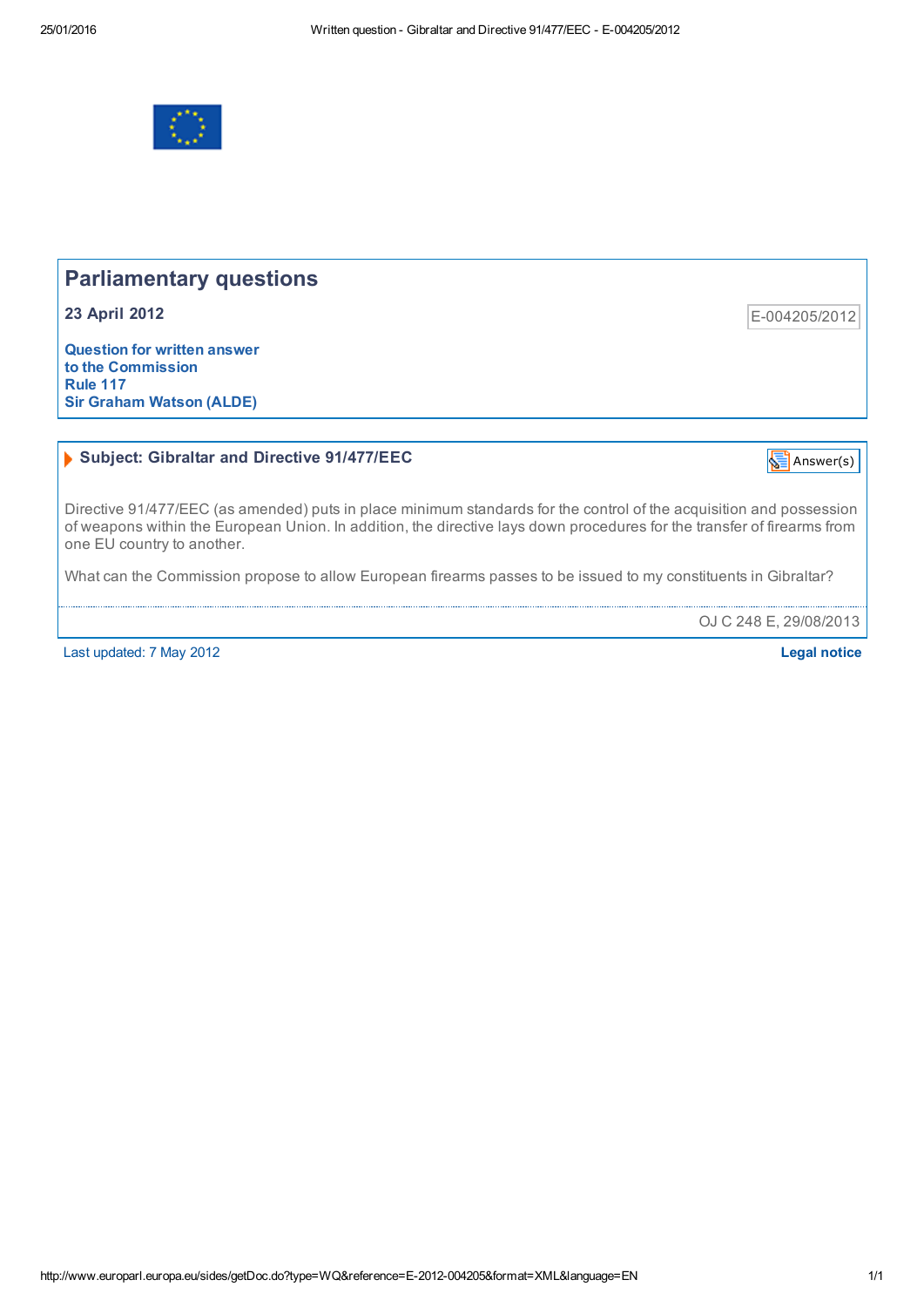# Parliamentary questions

**23 April 2012**

E-004205/2012

**Question for written answer**
**to the Commission**
**Rule 117**
**Sir Graham Watson (ALDE)**

## Subject: Gibraltar and Directive 91/477/EEC

Answer(s)

Directive 91/477/EEC (as amended) puts in place minimum standards for the control of the acquisition and possession of weapons within the European Union. In addition, the directive lays down procedures for the transfer of firearms from one EU country to another.

What can the Commission propose to allow European firearms passes to be issued to my constituents in Gibraltar?

OJ C 248 E, 29/08/2013

Last updated: 7 May 2012

**Legal notice**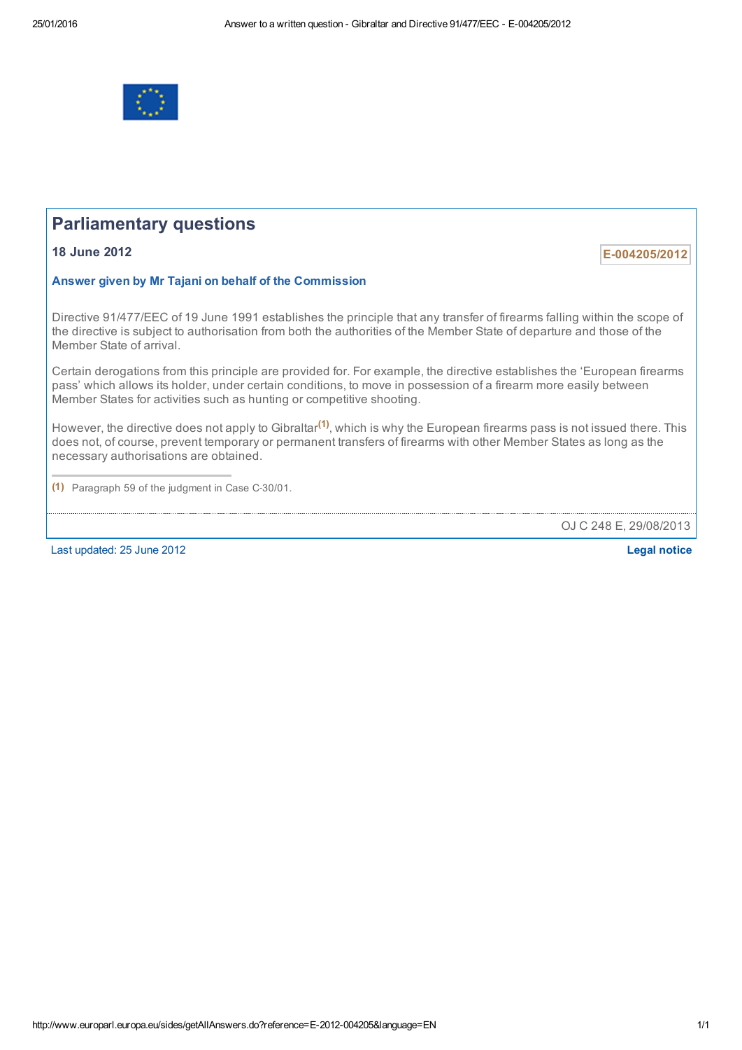## Parliamentary questions

**18 June 2012** **E-004205/2012**

**Answer given by Mr Tajani on behalf of the Commission**

Directive 91/477/EEC of 19 June 1991 establishes the principle that any transfer of firearms falling within the scope of the directive is subject to authorisation from both the authorities of the Member State of departure and those of the Member State of arrival.

Certain derogations from this principle are provided for. For example, the directive establishes the 'European firearms pass' which allows its holder, under certain conditions, to move in possession of a firearm more easily between Member States for activities such as hunting or competitive shooting.

However, the directive does not apply to Gibraltar[1], which is why the European firearms pass is not issued there. This does not, of course, prevent temporary or permanent transfers of firearms with other Member States as long as the necessary authorisations are obtained.

(1) Paragraph 59 of the judgment in Case C-30/01.

OJ C 248 E, 29/08/2013

Last updated: 25 June 2012 **Legal notice**